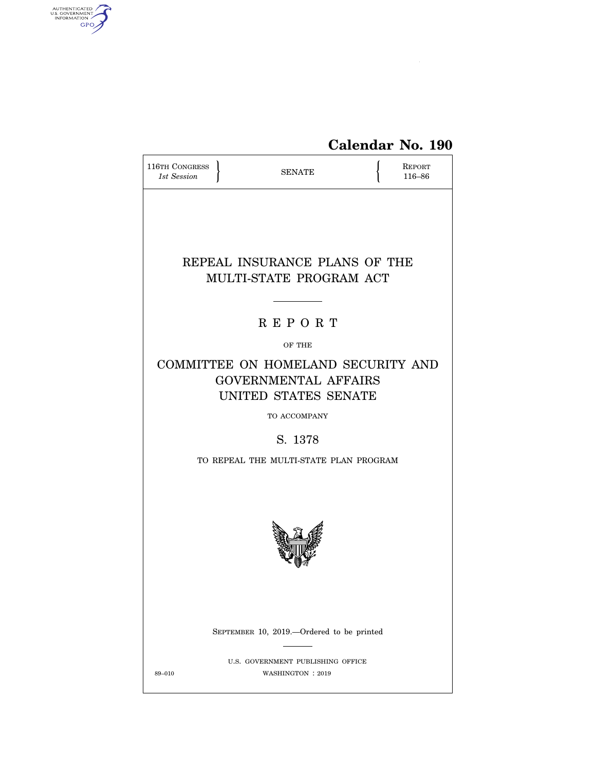**Calendar No. 190**

116TH CONGRESS
*1st Session*

SENATE

REPORT
116–86

# REPEAL INSURANCE PLANS OF THE MULTI-STATE PROGRAM ACT

## R E P O R T

OF THE

## COMMITTEE ON HOMELAND SECURITY AND GOVERNMENTAL AFFAIRS UNITED STATES SENATE

TO ACCOMPANY

## S. 1378

TO REPEAL THE MULTI-STATE PLAN PROGRAM

SEPTEMBER 10, 2019.—Ordered to be printed

U.S. GOVERNMENT PUBLISHING OFFICE
89–010 WASHINGTON : 2019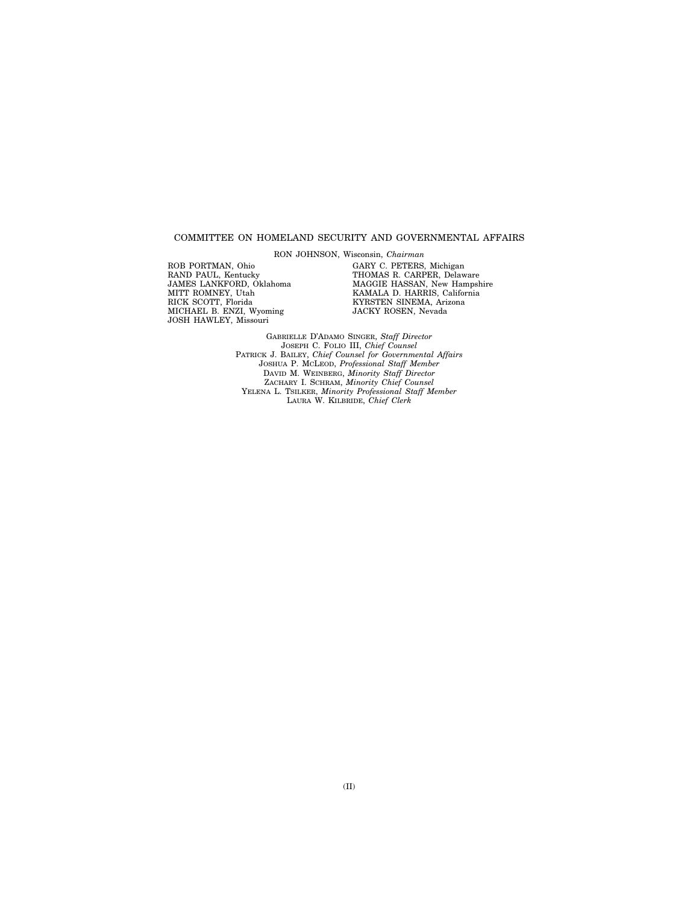COMMITTEE ON HOMELAND SECURITY AND GOVERNMENTAL AFFAIRS

RON JOHNSON, Wisconsin, *Chairman*

ROB PORTMAN, Ohio
RAND PAUL, Kentucky
JAMES LANKFORD, Oklahoma
MITT ROMNEY, Utah
RICK SCOTT, Florida
MICHAEL B. ENZI, Wyoming
JOSH HAWLEY, Missouri

GARY C. PETERS, Michigan
THOMAS R. CARPER, Delaware
MAGGIE HASSAN, New Hampshire
KAMALA D. HARRIS, California
KYRSTEN SINEMA, Arizona
JACKY ROSEN, Nevada

GABRIELLE D'ADAMO SINGER, *Staff Director*
JOSEPH C. FOLIO III, *Chief Counsel*
PATRICK J. BAILEY, *Chief Counsel for Governmental Affairs*
JOSHUA P. MCLEOD, *Professional Staff Member*
DAVID M. WEINBERG, *Minority Staff Director*
ZACHARY I. SCHRAM, *Minority Chief Counsel*
YELENA L. TSILKER, *Minority Professional Staff Member*
LAURA W. KILBRIDE, *Chief Clerk*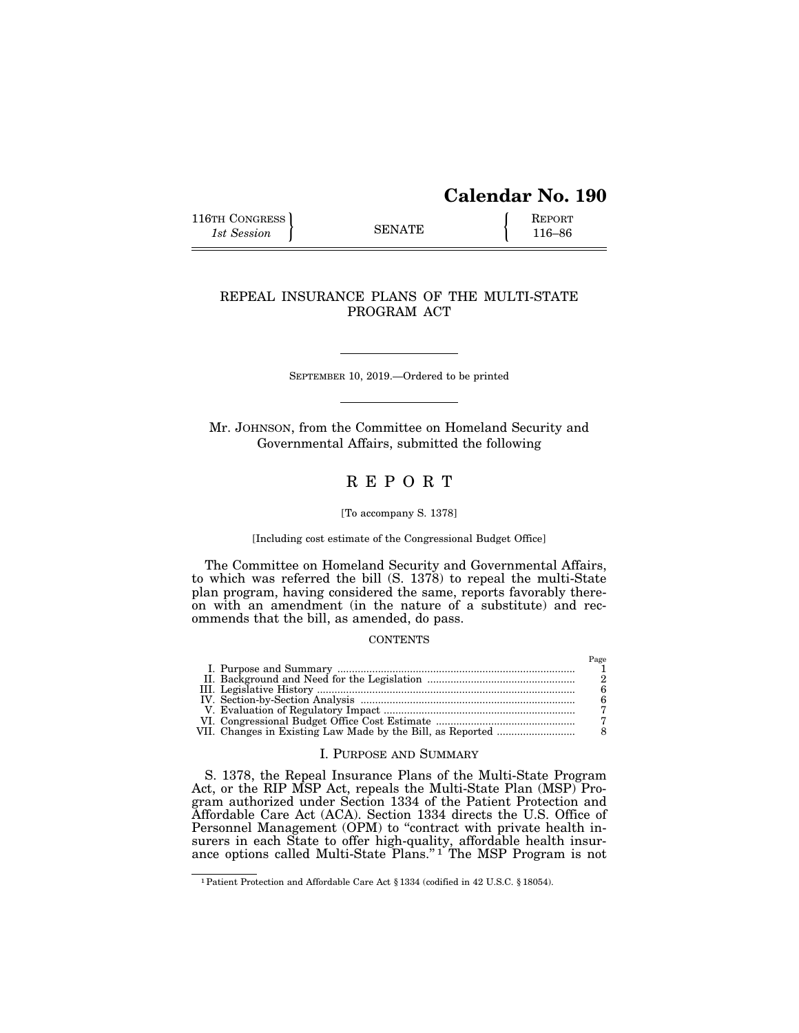# Calendar No. 190

116TH CONGRESS, 1st Session — SENATE — REPORT 116–86

## REPEAL INSURANCE PLANS OF THE MULTI-STATE PROGRAM ACT

SEPTEMBER 10, 2019.—Ordered to be printed

Mr. JOHNSON, from the Committee on Homeland Security and Governmental Affairs, submitted the following

# R E P O R T

[To accompany S. 1378]

[Including cost estimate of the Congressional Budget Office]

The Committee on Homeland Security and Governmental Affairs, to which was referred the bill (S. 1378) to repeal the multi-State plan program, having considered the same, reports favorably thereon with an amendment (in the nature of a substitute) and recommends that the bill, as amended, do pass.

CONTENTS

| | Page |
|---|---|
| I. Purpose and Summary | 1 |
| II. Background and Need for the Legislation | 2 |
| III. Legislative History | 6 |
| IV. Section-by-Section Analysis | 6 |
| V. Evaluation of Regulatory Impact | 7 |
| VI. Congressional Budget Office Cost Estimate | 7 |
| VII. Changes in Existing Law Made by the Bill, as Reported | 8 |

## I. PURPOSE AND SUMMARY

S. 1378, the Repeal Insurance Plans of the Multi-State Program Act, or the RIP MSP Act, repeals the Multi-State Plan (MSP) Program authorized under Section 1334 of the Patient Protection and Affordable Care Act (ACA). Section 1334 directs the U.S. Office of Personnel Management (OPM) to "contract with private health insurers in each State to offer high-quality, affordable health insurance options called Multi-State Plans."[1] The MSP Program is not

[1] Patient Protection and Affordable Care Act § 1334 (codified in 42 U.S.C. § 18054).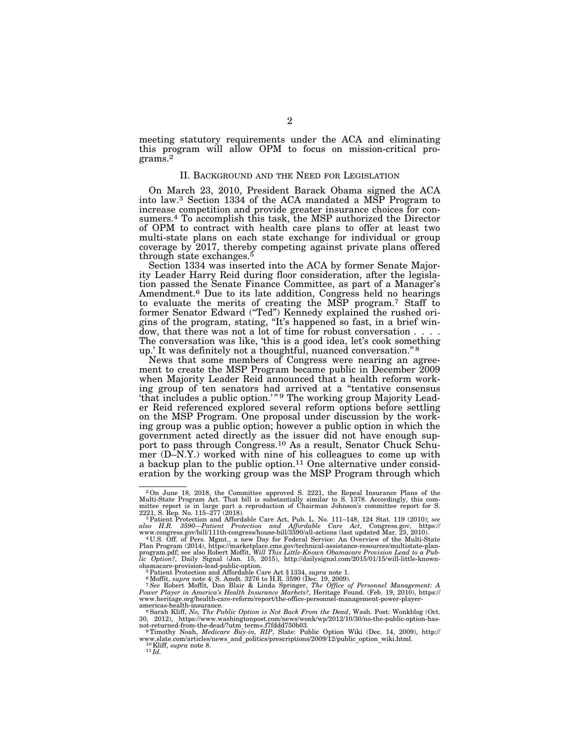meeting statutory requirements under the ACA and eliminating this program will allow OPM to focus on mission-critical programs.[2]

## II. BACKGROUND AND THE NEED FOR LEGISLATION

On March 23, 2010, President Barack Obama signed the ACA into law.[3] Section 1334 of the ACA mandated a MSP Program to increase competition and provide greater insurance choices for consumers.[4] To accomplish this task, the MSP authorized the Director of OPM to contract with health care plans to offer at least two multi-state plans on each state exchange for individual or group coverage by 2017, thereby competing against private plans offered through state exchanges.[5]

Section 1334 was inserted into the ACA by former Senate Majority Leader Harry Reid during floor consideration, after the legislation passed the Senate Finance Committee, as part of a Manager's Amendment.[6] Due to its late addition, Congress held no hearings to evaluate the merits of creating the MSP program.[7] Staff to former Senator Edward ("Ted") Kennedy explained the rushed origins of the program, stating, "It's happened so fast, in a brief window, that there was not a lot of time for robust conversation . . . . The conversation was like, 'this is a good idea, let's cook something up.' It was definitely not a thoughtful, nuanced conversation."[8]

News that some members of Congress were nearing an agreement to create the MSP Program became public in December 2009 when Majority Leader Reid announced that a health reform working group of ten senators had arrived at a "tentative consensus 'that includes a public option.'"[9] The working group Majority Leader Reid referenced explored several reform options before settling on the MSP Program. One proposal under discussion by the working group was a public option; however a public option in which the government acted directly as the issuer did not have enough support to pass through Congress.[10] As a result, Senator Chuck Schumer (D–N.Y.) worked with nine of his colleagues to come up with a backup plan to the public option.[11] One alternative under consideration by the working group was the MSP Program through which

---

[2] On June 18, 2018, the Committee approved S. 2221, the Repeal Insurance Plans of the Multi-State Program Act. That bill is substantially similar to S. 1378. Accordingly, this committee report is in large part a reproduction of Chairman Johnson's committee report for S. 2221, S. Rep. No. 115–277 (2018).

[3] Patient Protection and Affordable Care Act, Pub. L. No. 111–148, 124 Stat. 119 (2010); *see also H.R. 3590—Patient Protection and Affordable Care Act*, Congress.gov, https://www.congress.gov/bill/111th-congress/house-bill/3590/all-actions (last updated Mar. 23, 2010).

[4] U.S. Off. of Pers. Mgmt., a new Day for Federal Service: An Overview of the Multi-State Plan Program (2014), https://marketplace.cms.gov/technical-assistance-resources/multistate-plan-program.pdf; see also Robert Moffit, *Will This Little-Known Obamacare Provision Lead to a Public Option?*, Daily Signal (Jan. 15, 2015), http://dailysignal.com/2015/01/15/will-little-known-obamacare-provision-lead-public-option.

[5] Patient Protection and Affordable Care Act § 1334, *supra* note 1.

[6] Moffit, *supra* note 4; S. Amdt. 3276 to H.R. 3590 (Dec. 19, 2009).

[7] *See* Robert Moffit, Dan Blair & Linda Springer, *The Office of Personnel Management: A Power Player in America's Health Insurance Markets?*, Heritage Found. (Feb. 19, 2010), https://www.heritage.org/health-care-reform/report/the-office-personnel-management-power-player-americas-health-insurance.

[8] Sarah Kliff, *No, The Public Option is Not Back From the Dead*, Wash. Post: Wonkblog (Oct. 30, 2012), https://www.washingtonpost.com/news/wonk/wp/2012/10/30/no-the-public-option-has-not-returned-from-the-dead/?utm_term=.f7fddd750b03.

[9] Timothy Noah, *Medicare Buy-in, RIP*, Slate: Public Option Wiki (Dec. 14, 2009), http://www.slate.com/articles/news_and_politics/prescriptions/2009/12/public_option_wiki.html.

[10] Kliff, *supra* note 8.

[11] *Id.*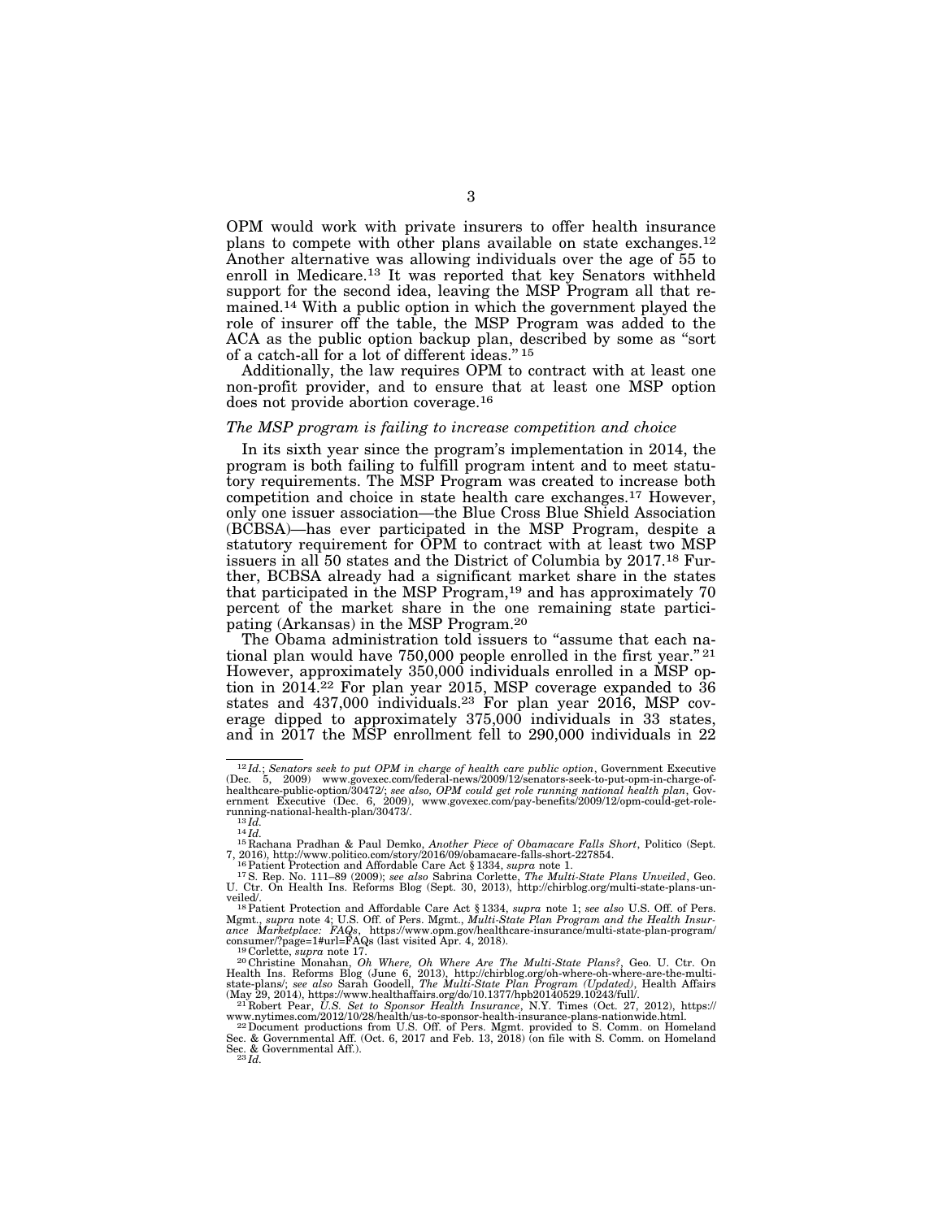OPM would work with private insurers to offer health insurance plans to compete with other plans available on state exchanges.[12] Another alternative was allowing individuals over the age of 55 to enroll in Medicare.[13] It was reported that key Senators withheld support for the second idea, leaving the MSP Program all that remained.[14] With a public option in which the government played the role of insurer off the table, the MSP Program was added to the ACA as the public option backup plan, described by some as "sort of a catch-all for a lot of different ideas."[15]

Additionally, the law requires OPM to contract with at least one non-profit provider, and to ensure that at least one MSP option does not provide abortion coverage.[16]

*The MSP program is failing to increase competition and choice*

In its sixth year since the program's implementation in 2014, the program is both failing to fulfill program intent and to meet statutory requirements. The MSP Program was created to increase both competition and choice in state health care exchanges.[17] However, only one issuer association—the Blue Cross Blue Shield Association (BCBSA)—has ever participated in the MSP Program, despite a statutory requirement for OPM to contract with at least two MSP issuers in all 50 states and the District of Columbia by 2017.[18] Further, BCBSA already had a significant market share in the states that participated in the MSP Program,[19] and has approximately 70 percent of the market share in the one remaining state participating (Arkansas) in the MSP Program.[20]

The Obama administration told issuers to "assume that each national plan would have 750,000 people enrolled in the first year."[21] However, approximately 350,000 individuals enrolled in a MSP option in 2014.[22] For plan year 2015, MSP coverage expanded to 36 states and 437,000 individuals.[23] For plan year 2016, MSP coverage dipped to approximately 375,000 individuals in 33 states, and in 2017 the MSP enrollment fell to 290,000 individuals in 22

---

[12] *Id.*; *Senators seek to put OPM in charge of health care public option*, Government Executive (Dec. 5, 2009) www.govexec.com/federal-news/2009/12/senators-seek-to-put-opm-in-charge-of-healthcare-public-option/30472/; *see also, OPM could get role running national health plan*, Government Executive (Dec. 6, 2009), www.govexec.com/pay-benefits/2009/12/opm-could-get-role-running-national-health-plan/30473/.

[13] *Id.*

[14] *Id.*

[15] Rachana Pradhan & Paul Demko, *Another Piece of Obamacare Falls Short*, Politico (Sept. 7, 2016), http://www.politico.com/story/2016/09/obamacare-falls-short-227854.

[16] Patient Protection and Affordable Care Act § 1334, *supra* note 1.

[17] S. Rep. No. 111–89 (2009); *see also* Sabrina Corlette, *The Multi-State Plans Unveiled*, Geo. U. Ctr. On Health Ins. Reforms Blog (Sept. 30, 2013), http://chirblog.org/multi-state-plans-unveiled/.

[18] Patient Protection and Affordable Care Act § 1334, *supra* note 1; *see also* U.S. Off. of Pers. Mgmt., *supra* note 4; U.S. Off. of Pers. Mgmt., *Multi-State Plan Program and the Health Insurance Marketplace: FAQs*, https://www.opm.gov/healthcare-insurance/multi-state-plan-program/consumer/?page=1#url=FAQs (last visited Apr. 4, 2018).

[19] Corlette, *supra* note 17.

[20] Christine Monahan, *Oh Where, Oh Where Are The Multi-State Plans?*, Geo. U. Ctr. On Health Ins. Reforms Blog (June 6, 2013), http://chirblog.org/oh-where-oh-where-are-the-multi-state-plans/; *see also* Sarah Goodell, *The Multi-State Plan Program (Updated)*, Health Affairs (May 29, 2014), https://www.healthaffairs.org/do/10.1377/hpb20140529.10243/full/.

[21] Robert Pear, *U.S. Set to Sponsor Health Insurance*, N.Y. Times (Oct. 27, 2012), https://www.nytimes.com/2012/10/28/health/us-to-sponsor-health-insurance-plans-nationwide.html.

[22] Document productions from U.S. Off. of Pers. Mgmt. provided to S. Comm. on Homeland Sec. & Governmental Aff. (Oct. 6, 2017 and Feb. 13, 2018) (on file with S. Comm. on Homeland Sec. & Governmental Aff.).

[23] *Id.*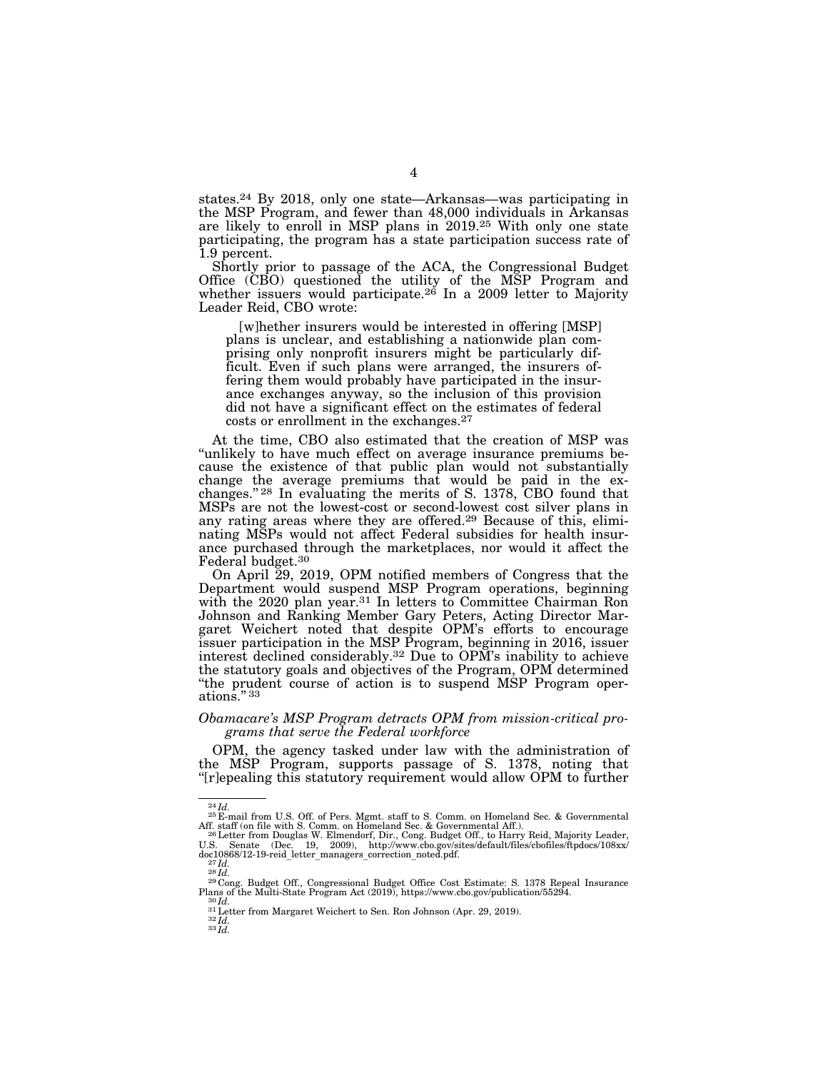states.[24] By 2018, only one state—Arkansas—was participating in the MSP Program, and fewer than 48,000 individuals in Arkansas are likely to enroll in MSP plans in 2019.[25] With only one state participating, the program has a state participation success rate of 1.9 percent.

Shortly prior to passage of the ACA, the Congressional Budget Office (CBO) questioned the utility of the MSP Program and whether issuers would participate.[26] In a 2009 letter to Majority Leader Reid, CBO wrote:

> [w]hether insurers would be interested in offering [MSP] plans is unclear, and establishing a nationwide plan comprising only nonprofit insurers might be particularly difficult. Even if such plans were arranged, the insurers offering them would probably have participated in the insurance exchanges anyway, so the inclusion of this provision did not have a significant effect on the estimates of federal costs or enrollment in the exchanges.[27]

At the time, CBO also estimated that the creation of MSP was "unlikely to have much effect on average insurance premiums because the existence of that public plan would not substantially change the average premiums that would be paid in the exchanges."[28] In evaluating the merits of S. 1378, CBO found that MSPs are not the lowest-cost or second-lowest cost silver plans in any rating areas where they are offered.[29] Because of this, eliminating MSPs would not affect Federal subsidies for health insurance purchased through the marketplaces, nor would it affect the Federal budget.[30]

On April 29, 2019, OPM notified members of Congress that the Department would suspend MSP Program operations, beginning with the 2020 plan year.[31] In letters to Committee Chairman Ron Johnson and Ranking Member Gary Peters, Acting Director Margaret Weichert noted that despite OPM's efforts to encourage issuer participation in the MSP Program, beginning in 2016, issuer interest declined considerably.[32] Due to OPM's inability to achieve the statutory goals and objectives of the Program, OPM determined "the prudent course of action is to suspend MSP Program operations."[33]

*Obamacare's MSP Program detracts OPM from mission-critical programs that serve the Federal workforce*

OPM, the agency tasked under law with the administration of the MSP Program, supports passage of S. 1378, noting that "[r]epealing this statutory requirement would allow OPM to further

---

[24] *Id.*

[25] E-mail from U.S. Off. of Pers. Mgmt. staff to S. Comm. on Homeland Sec. & Governmental Aff. staff (on file with S. Comm. on Homeland Sec. & Governmental Aff.).

[26] Letter from Douglas W. Elmendorf, Dir., Cong. Budget Off., to Harry Reid, Majority Leader, U.S. Senate (Dec. 19, 2009), http://www.cbo.gov/sites/default/files/cbofiles/ftpdocs/108xx/doc10868/12-19-reid_letter_managers_correction_noted.pdf.

[27] *Id.*

[28] *Id.*

[29] Cong. Budget Off., Congressional Budget Office Cost Estimate: S. 1378 Repeal Insurance Plans of the Multi-State Program Act (2019), https://www.cbo.gov/publication/55294.

[30] *Id.*

[31] Letter from Margaret Weichert to Sen. Ron Johnson (Apr. 29, 2019).

[32] *Id.*

[33] *Id.*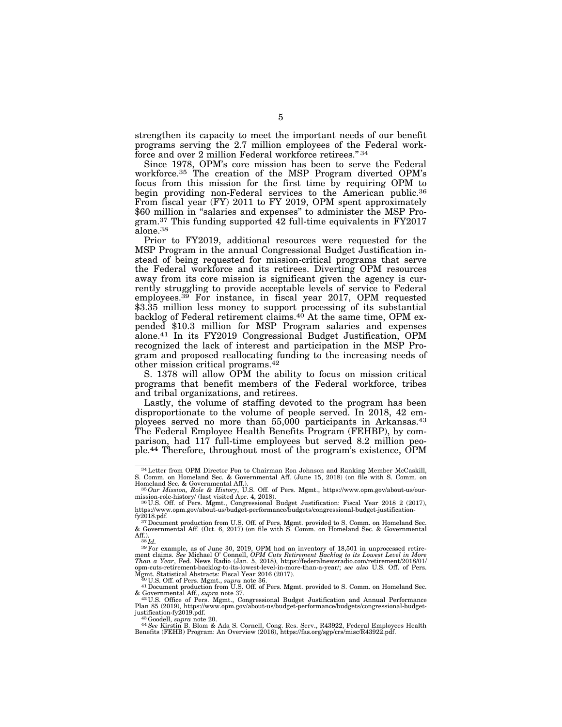strengthen its capacity to meet the important needs of our benefit programs serving the 2.7 million employees of the Federal workforce and over 2 million Federal workforce retirees." [34]

Since 1978, OPM's core mission has been to serve the Federal workforce.[35] The creation of the MSP Program diverted OPM's focus from this mission for the first time by requiring OPM to begin providing non-Federal services to the American public.[36] From fiscal year (FY) 2011 to FY 2019, OPM spent approximately $60 million in "salaries and expenses" to administer the MSP Program.[37] This funding supported 42 full-time equivalents in FY2017 alone.[38]

Prior to FY2019, additional resources were requested for the MSP Program in the annual Congressional Budget Justification instead of being requested for mission-critical programs that serve the Federal workforce and its retirees. Diverting OPM resources away from its core mission is significant given the agency is currently struggling to provide acceptable levels of service to Federal employees.[39] For instance, in fiscal year 2017, OPM requested $3.35 million less money to support processing of its substantial backlog of Federal retirement claims.[40] At the same time, OPM expended $10.3 million for MSP Program salaries and expenses alone.[41] In its FY2019 Congressional Budget Justification, OPM recognized the lack of interest and participation in the MSP Program and proposed reallocating funding to the increasing needs of other mission critical programs.[42]

S. 1378 will allow OPM the ability to focus on mission critical programs that benefit members of the Federal workforce, tribes and tribal organizations, and retirees.

Lastly, the volume of staffing devoted to the program has been disproportionate to the volume of people served. In 2018, 42 employees served no more than 55,000 participants in Arkansas.[43] The Federal Employee Health Benefits Program (FEHBP), by comparison, had 117 full-time employees but served 8.2 million people.[44] Therefore, throughout most of the program's existence, OPM

---

[34] Letter from OPM Director Pon to Chairman Ron Johnson and Ranking Member McCaskill, S. Comm. on Homeland Sec. & Governmental Aff. (June 15, 2018) (on file with S. Comm. on Homeland Sec. & Governmental Aff.).

[35] *Our Mission, Role & History*, U.S. Off. of Pers. Mgmt., https://www.opm.gov/about-us/our-mission-role-history/ (last visited Apr. 4, 2018).

[36] U.S. Off. of Pers. Mgmt., Congressional Budget Justification: Fiscal Year 2018 2 (2017), https://www.opm.gov/about-us/budget-performance/budgets/congressional-budget-justification-fy2018.pdf.

[37] Document production from U.S. Off. of Pers. Mgmt. provided to S. Comm. on Homeland Sec. & Governmental Aff. (Oct. 6, 2017) (on file with S. Comm. on Homeland Sec. & Governmental Aff.).

[38] *Id.*

[39] For example, as of June 30, 2019, OPM had an inventory of 18,501 in unprocessed retirement claims. *See* Michael O' Connell, *OPM Cuts Retirement Backlog to its Lowest Level in More Than a Year*, Fed. News Radio (Jan. 5, 2018), https://federalnewsradio.com/retirement/2018/01/opm-cuts-retirement-backlog-to-its-lowest-level-in-more-than-a-year/; *see also* U.S. Off. of Pers. Mgmt. Statistical Abstracts: Fiscal Year 2016 (2017).

[40] U.S. Off. of Pers. Mgmt., *supra* note 36.

[41] Document production from U.S. Off. of Pers. Mgmt. provided to S. Comm. on Homeland Sec. & Governmental Aff., *supra* note 37.

[42] U.S. Office of Pers. Mgmt., Congressional Budget Justification and Annual Performance Plan 85 (2019), https://www.opm.gov/about-us/budget-performance/budgets/congressional-budget-justification-fy2019.pdf.

[43] Goodell, *supra* note 20.

[44] *See* Kirstin B. Blom & Ada S. Cornell, Cong. Res. Serv., R43922, Federal Employees Health Benefits (FEHB) Program: An Overview (2016), https://fas.org/sgp/crs/misc/R43922.pdf.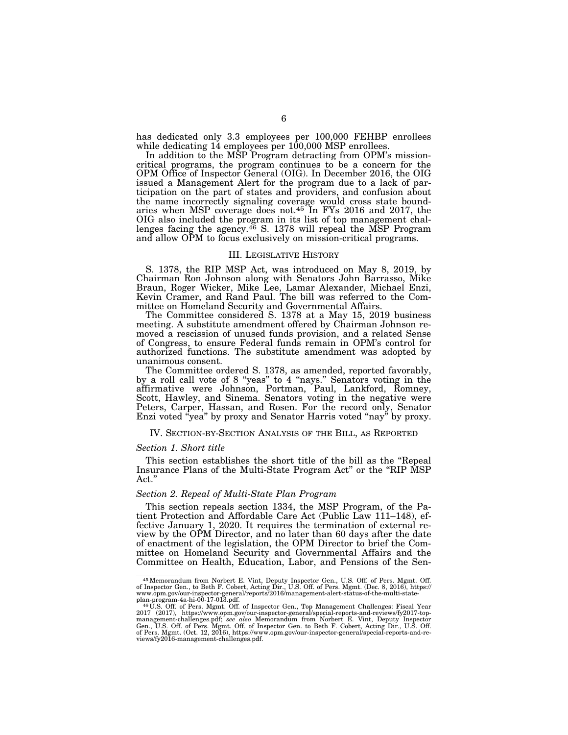has dedicated only 3.3 employees per 100,000 FEHBP enrollees while dedicating 14 employees per 100,000 MSP enrollees.

In addition to the MSP Program detracting from OPM's mission-critical programs, the program continues to be a concern for the OPM Office of Inspector General (OIG). In December 2016, the OIG issued a Management Alert for the program due to a lack of participation on the part of states and providers, and confusion about the name incorrectly signaling coverage would cross state boundaries when MSP coverage does not.[45] In FYs 2016 and 2017, the OIG also included the program in its list of top management challenges facing the agency.[46] S. 1378 will repeal the MSP Program and allow OPM to focus exclusively on mission-critical programs.

## III. Legislative History

S. 1378, the RIP MSP Act, was introduced on May 8, 2019, by Chairman Ron Johnson along with Senators John Barrasso, Mike Braun, Roger Wicker, Mike Lee, Lamar Alexander, Michael Enzi, Kevin Cramer, and Rand Paul. The bill was referred to the Committee on Homeland Security and Governmental Affairs.

The Committee considered S. 1378 at a May 15, 2019 business meeting. A substitute amendment offered by Chairman Johnson removed a rescission of unused funds provision, and a related Sense of Congress, to ensure Federal funds remain in OPM's control for authorized functions. The substitute amendment was adopted by unanimous consent.

The Committee ordered S. 1378, as amended, reported favorably, by a roll call vote of 8 "yeas" to 4 "nays." Senators voting in the affirmative were Johnson, Portman, Paul, Lankford, Romney, Scott, Hawley, and Sinema. Senators voting in the negative were Peters, Carper, Hassan, and Rosen. For the record only, Senator Enzi voted "yea" by proxy and Senator Harris voted "nay" by proxy.

## IV. Section-by-Section Analysis of the Bill, as Reported

### *Section 1. Short title*

This section establishes the short title of the bill as the "Repeal Insurance Plans of the Multi-State Program Act" or the "RIP MSP Act."

### *Section 2. Repeal of Multi-State Plan Program*

This section repeals section 1334, the MSP Program, of the Patient Protection and Affordable Care Act (Public Law 111–148), effective January 1, 2020. It requires the termination of external review by the OPM Director, and no later than 60 days after the date of enactment of the legislation, the OPM Director to brief the Committee on Homeland Security and Governmental Affairs and the Committee on Health, Education, Labor, and Pensions of the Sen-

---

[45] Memorandum from Norbert E. Vint, Deputy Inspector Gen., U.S. Off. of Pers. Mgmt. Off. of Inspector Gen., to Beth F. Cobert, Acting Dir., U.S. Off. of Pers. Mgmt. (Dec. 8, 2016), https://www.opm.gov/our-inspector-general/reports/2016/management-alert-status-of-the-multi-state-plan-program-4a-hi-00-17-013.pdf.

[46] U.S. Off. of Pers. Mgmt. Off. of Inspector Gen., Top Management Challenges: Fiscal Year 2017 (2017), https://www.opm.gov/our-inspector-general/special-reports-and-reviews/fy2017-top-management-challenges.pdf; *see also* Memorandum from Norbert E. Vint, Deputy Inspector Gen., U.S. Off. of Pers. Mgmt. Off. of Inspector Gen. to Beth F. Cobert, Acting Dir., U.S. Off. of Pers. Mgmt. (Oct. 12, 2016), https://www.opm.gov/our-inspector-general/special-reports-and-reviews/fy2016-management-challenges.pdf.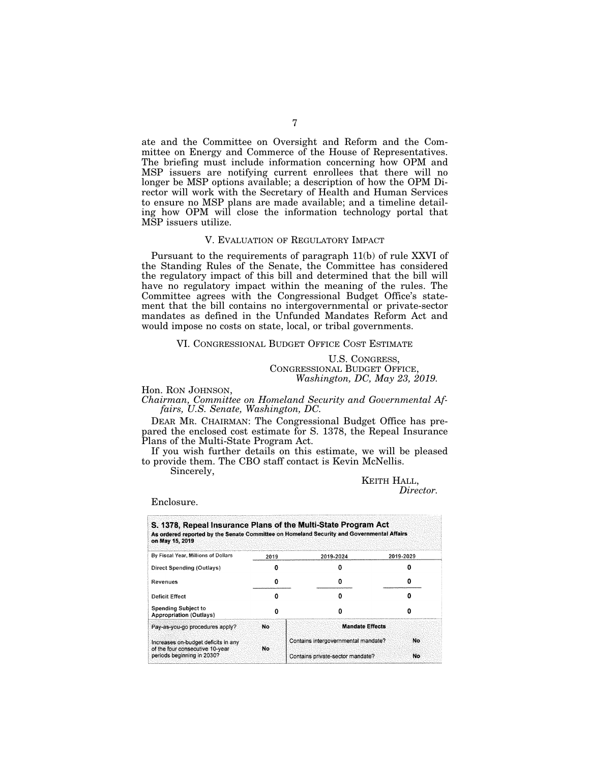ate and the Committee on Oversight and Reform and the Committee on Energy and Commerce of the House of Representatives. The briefing must include information concerning how OPM and MSP issuers are notifying current enrollees that there will no longer be MSP options available; a description of how the OPM Director will work with the Secretary of Health and Human Services to ensure no MSP plans are made available; and a timeline detailing how OPM will close the information technology portal that MSP issuers utilize.

## V. EVALUATION OF REGULATORY IMPACT

Pursuant to the requirements of paragraph 11(b) of rule XXVI of the Standing Rules of the Senate, the Committee has considered the regulatory impact of this bill and determined that the bill will have no regulatory impact within the meaning of the rules. The Committee agrees with the Congressional Budget Office's statement that the bill contains no intergovernmental or private-sector mandates as defined in the Unfunded Mandates Reform Act and would impose no costs on state, local, or tribal governments.

## VI. CONGRESSIONAL BUDGET OFFICE COST ESTIMATE

U.S. CONGRESS,
CONGRESSIONAL BUDGET OFFICE,
*Washington, DC, May 23, 2019.*

Hon. RON JOHNSON,
*Chairman, Committee on Homeland Security and Governmental Affairs, U.S. Senate, Washington, DC.*

DEAR MR. CHAIRMAN: The Congressional Budget Office has prepared the enclosed cost estimate for S. 1378, the Repeal Insurance Plans of the Multi-State Program Act.

If you wish further details on this estimate, we will be pleased to provide them. The CBO staff contact is Kevin McNellis.

Sincerely,

KEITH HALL,
*Director.*

Enclosure.

**S. 1378, Repeal Insurance Plans of the Multi-State Program Act**
**As ordered reported by the Senate Committee on Homeland Security and Governmental Affairs on May 15, 2019**

| By Fiscal Year, Millions of Dollars | 2019 | 2019-2024 | 2019-2029 |
|---|---|---|---|
| Direct Spending (Outlays) | 0 | 0 | 0 |
| Revenues | 0 | 0 | 0 |
| Deficit Effect | 0 | 0 | 0 |
| Spending Subject to Appropriation (Outlays) | 0 | 0 | 0 |

| | | Mandate Effects | |
|---|---|---|---|
| Pay-as-you-go procedures apply? | No | | |
| Increases on-budget deficits in any of the four consecutive 10-year periods beginning in 2030? | No | Contains intergovernmental mandate? | No |
| | | Contains private-sector mandate? | No |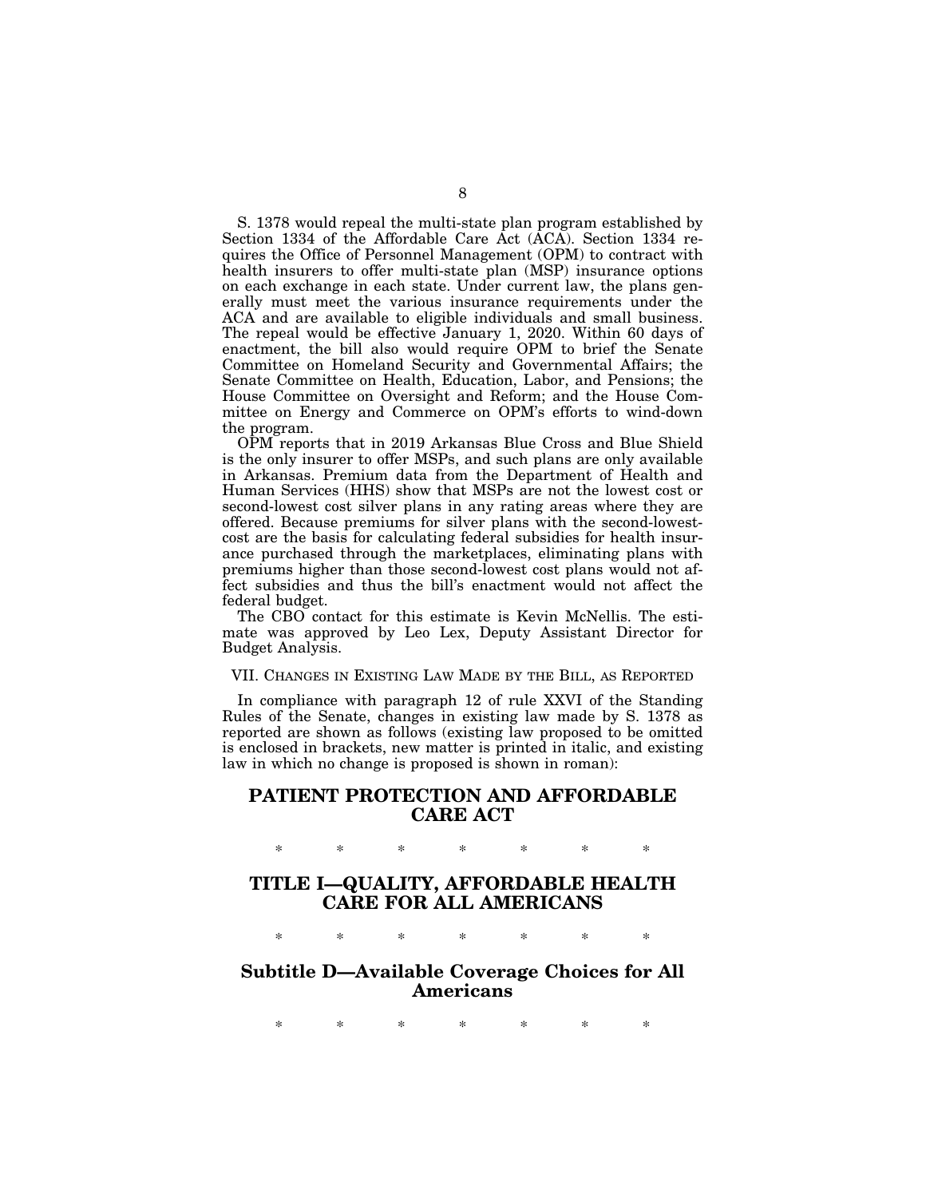S. 1378 would repeal the multi-state plan program established by Section 1334 of the Affordable Care Act (ACA). Section 1334 requires the Office of Personnel Management (OPM) to contract with health insurers to offer multi-state plan (MSP) insurance options on each exchange in each state. Under current law, the plans generally must meet the various insurance requirements under the ACA and are available to eligible individuals and small business. The repeal would be effective January 1, 2020. Within 60 days of enactment, the bill also would require OPM to brief the Senate Committee on Homeland Security and Governmental Affairs; the Senate Committee on Health, Education, Labor, and Pensions; the House Committee on Oversight and Reform; and the House Committee on Energy and Commerce on OPM's efforts to wind-down the program.

OPM reports that in 2019 Arkansas Blue Cross and Blue Shield is the only insurer to offer MSPs, and such plans are only available in Arkansas. Premium data from the Department of Health and Human Services (HHS) show that MSPs are not the lowest cost or second-lowest cost silver plans in any rating areas where they are offered. Because premiums for silver plans with the second-lowest-cost are the basis for calculating federal subsidies for health insurance purchased through the marketplaces, eliminating plans with premiums higher than those second-lowest cost plans would not affect subsidies and thus the bill's enactment would not affect the federal budget.

The CBO contact for this estimate is Kevin McNellis. The estimate was approved by Leo Lex, Deputy Assistant Director for Budget Analysis.

## VII. Changes in Existing Law Made by the Bill, as Reported

In compliance with paragraph 12 of rule XXVI of the Standing Rules of the Senate, changes in existing law made by S. 1378 as reported are shown as follows (existing law proposed to be omitted is enclosed in brackets, new matter is printed in italic, and existing law in which no change is proposed is shown in roman):

# PATIENT PROTECTION AND AFFORDABLE CARE ACT

\* \* \* \* \* \* \*

# TITLE I—QUALITY, AFFORDABLE HEALTH CARE FOR ALL AMERICANS

\* \* \* \* \* \* \*

## Subtitle D—Available Coverage Choices for All Americans

\* \* \* \* \* \* \*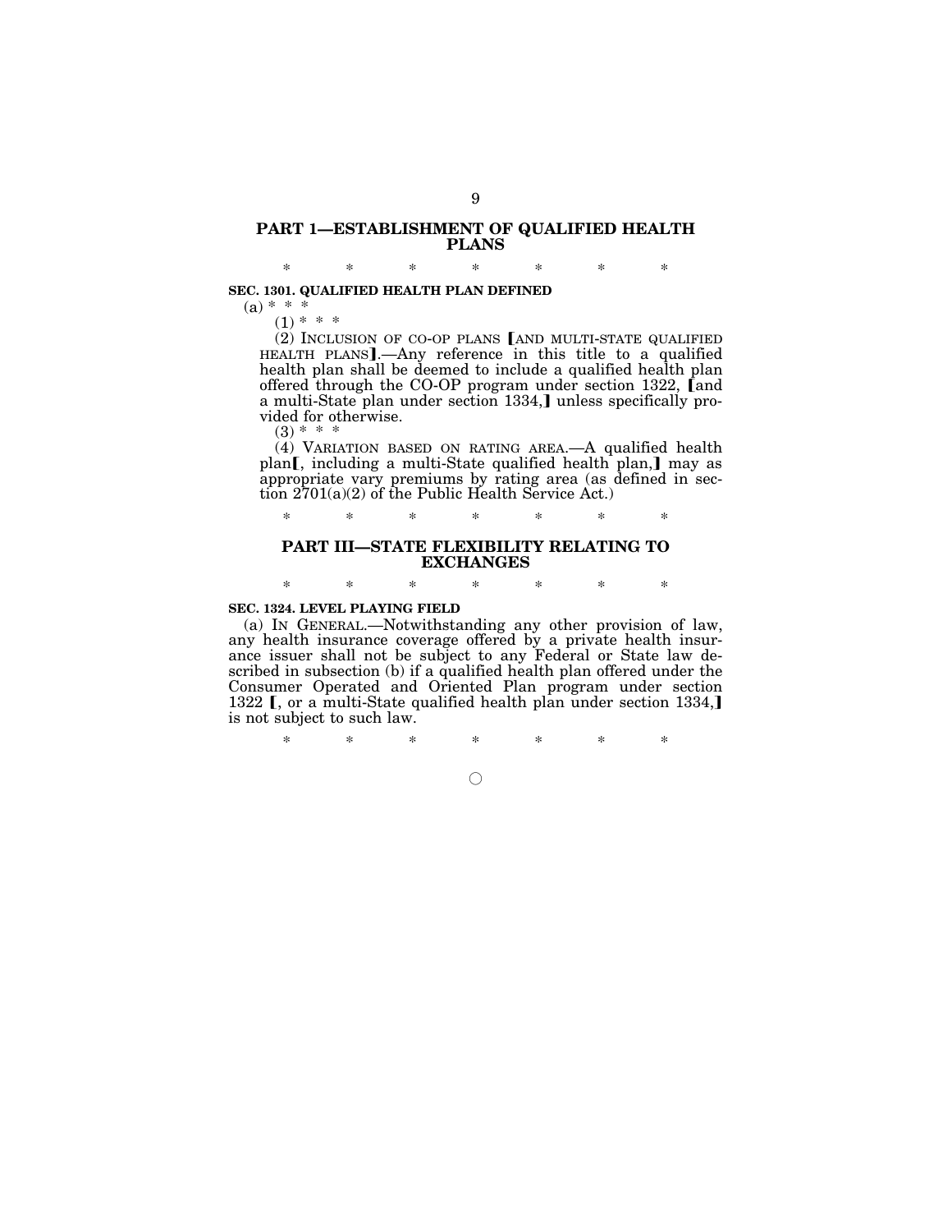## PART 1—ESTABLISHMENT OF QUALIFIED HEALTH PLANS

\* \* \* \* \* \* \*

**SEC. 1301. QUALIFIED HEALTH PLAN DEFINED**

(a) * * *

(1) * * *

(2) INCLUSION OF CO-OP PLANS ⟦AND MULTI-STATE QUALIFIED HEALTH PLANS⟧.—Any reference in this title to a qualified health plan shall be deemed to include a qualified health plan offered through the CO-OP program under section 1322, ⟦and a multi-State plan under section 1334,⟧ unless specifically provided for otherwise.

(3) * * *

(4) VARIATION BASED ON RATING AREA.—A qualified health plan⟦, including a multi-State qualified health plan,⟧ may as appropriate vary premiums by rating area (as defined in section 2701(a)(2) of the Public Health Service Act.)

\* \* \* \* \* \* \*

## PART III—STATE FLEXIBILITY RELATING TO EXCHANGES

\* \* \* \* \* \* \*

**SEC. 1324. LEVEL PLAYING FIELD**

(a) IN GENERAL.—Notwithstanding any other provision of law, any health insurance coverage offered by a private health insurance issuer shall not be subject to any Federal or State law described in subsection (b) if a qualified health plan offered under the Consumer Operated and Oriented Plan program under section 1322 ⟦, or a multi-State qualified health plan under section 1334,⟧ is not subject to such law.

\* \* \* \* \* \* \*